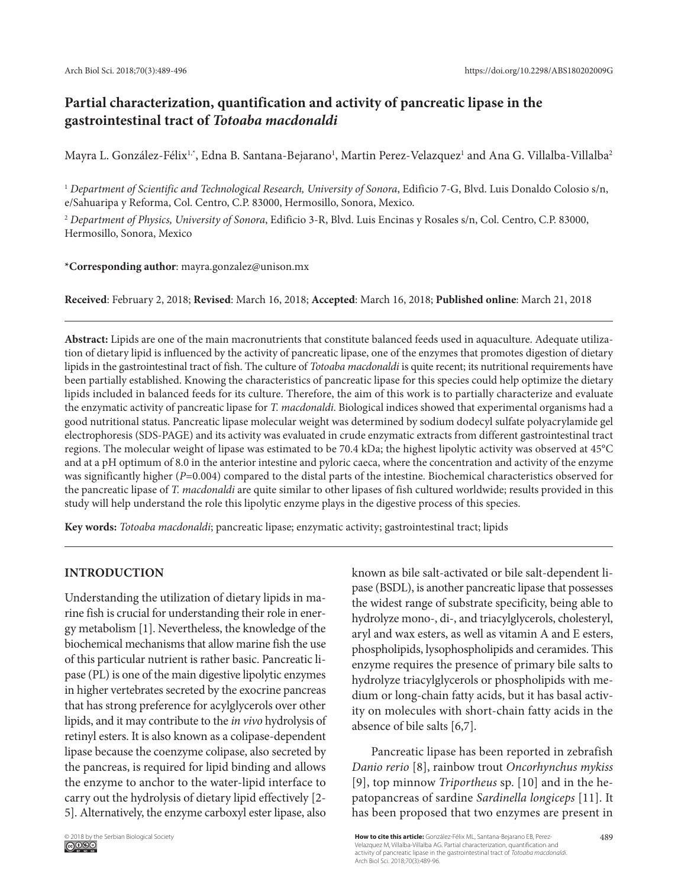# Partial characterization, quantification and activity of pancreatic lipase in the gastrointestinal tract of *Totoaba macdonaldi*

Mayra L. González-Félix[1,*], Edna B. Santana-Bejarano[1], Martin Perez-Velazquez[1] and Ana G. Villalba-Villalba[2]

[1] *Department of Scientific and Technological Research, University of Sonora*, Edificio 7-G, Blvd. Luis Donaldo Colosio s/n, e/Sahuaripa y Reforma, Col. Centro, C.P. 83000, Hermosillo, Sonora, Mexico.

[2] *Department of Physics, University of Sonora*, Edificio 3-R, Blvd. Luis Encinas y Rosales s/n, Col. Centro, C.P. 83000, Hermosillo, Sonora, Mexico

***Corresponding author**: mayra.gonzalez@unison.mx

**Received**: February 2, 2018; **Revised**: March 16, 2018; **Accepted**: March 16, 2018; **Published online**: March 21, 2018

**Abstract:** Lipids are one of the main macronutrients that constitute balanced feeds used in aquaculture. Adequate utilization of dietary lipid is influenced by the activity of pancreatic lipase, one of the enzymes that promotes digestion of dietary lipids in the gastrointestinal tract of fish. The culture of *Totoaba macdonaldi* is quite recent; its nutritional requirements have been partially established. Knowing the characteristics of pancreatic lipase for this species could help optimize the dietary lipids included in balanced feeds for its culture. Therefore, the aim of this work is to partially characterize and evaluate the enzymatic activity of pancreatic lipase for *T. macdonaldi*. Biological indices showed that experimental organisms had a good nutritional status. Pancreatic lipase molecular weight was determined by sodium dodecyl sulfate polyacrylamide gel electrophoresis (SDS-PAGE) and its activity was evaluated in crude enzymatic extracts from different gastrointestinal tract regions. The molecular weight of lipase was estimated to be 70.4 kDa; the highest lipolytic activity was observed at 45°C and at a pH optimum of 8.0 in the anterior intestine and pyloric caeca, where the concentration and activity of the enzyme was significantly higher ($P=0.004$) compared to the distal parts of the intestine. Biochemical characteristics observed for the pancreatic lipase of *T. macdonaldi* are quite similar to other lipases of fish cultured worldwide; results provided in this study will help understand the role this lipolytic enzyme plays in the digestive process of this species.

**Key words:** *Totoaba macdonaldi*; pancreatic lipase; enzymatic activity; gastrointestinal tract; lipids

## INTRODUCTION

Understanding the utilization of dietary lipids in marine fish is crucial for understanding their role in energy metabolism [1]. Nevertheless, the knowledge of the biochemical mechanisms that allow marine fish the use of this particular nutrient is rather basic. Pancreatic lipase (PL) is one of the main digestive lipolytic enzymes in higher vertebrates secreted by the exocrine pancreas that has strong preference for acylglycerols over other lipids, and it may contribute to the *in vivo* hydrolysis of retinyl esters. It is also known as a colipase-dependent lipase because the coenzyme colipase, also secreted by the pancreas, is required for lipid binding and allows the enzyme to anchor to the water-lipid interface to carry out the hydrolysis of dietary lipid effectively [2-5]. Alternatively, the enzyme carboxyl ester lipase, also known as bile salt-activated or bile salt-dependent lipase (BSDL), is another pancreatic lipase that possesses the widest range of substrate specificity, being able to hydrolyze mono-, di-, and triacylglycerols, cholesteryl, aryl and wax esters, as well as vitamin A and E esters, phospholipids, lysophospholipids and ceramides. This enzyme requires the presence of primary bile salts to hydrolyze triacylglycerols or phospholipids with medium or long-chain fatty acids, but it has basal activity on molecules with short-chain fatty acids in the absence of bile salts [6,7].

Pancreatic lipase has been reported in zebrafish *Danio rerio* [8], rainbow trout *Oncorhynchus mykiss* [9], top minnow *Triportheus* sp. [10] and in the hepatopancreas of sardine *Sardinella longiceps* [11]. It has been proposed that two enzymes are present in

© 2018 by the Serbian Biological Society

**How to cite this article:** González-Félix ML, Santana-Bejarano EB, Perez-Velazquez M, Villalba-Villalba AG. Partial characterization, quantification and activity of pancreatic lipase in the gastrointestinal tract of *Totoaba macdonaldi*. Arch Biol Sci. 2018;70(3):489-96.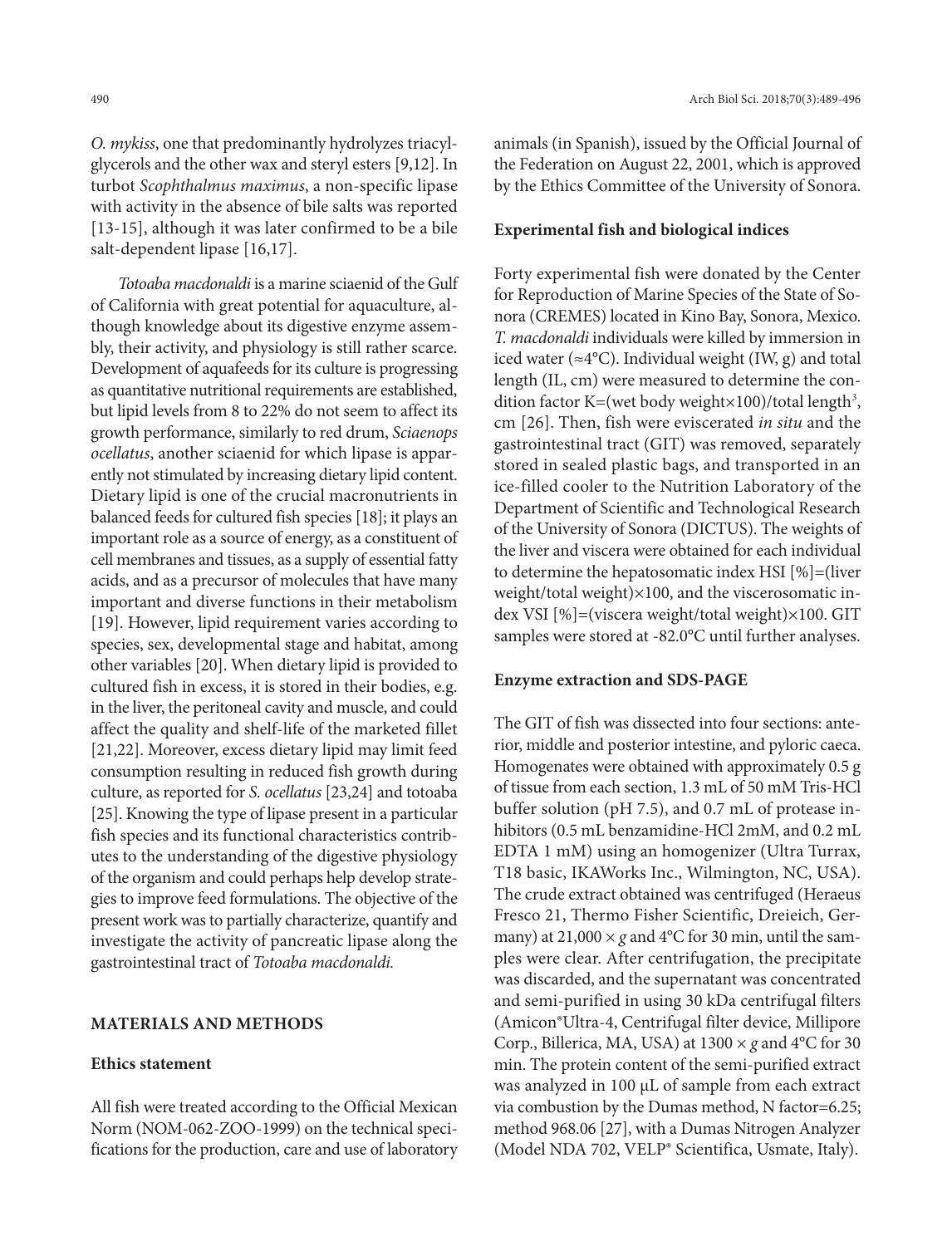*O. mykiss*, one that predominantly hydrolyzes triacylglycerols and the other wax and steryl esters [9,12]. In turbot *Scophthalmus maximus*, a non-specific lipase with activity in the absence of bile salts was reported [13-15], although it was later confirmed to be a bile salt-dependent lipase [16,17].

*Totoaba macdonaldi* is a marine sciaenid of the Gulf of California with great potential for aquaculture, although knowledge about its digestive enzyme assembly, their activity, and physiology is still rather scarce. Development of aquafeeds for its culture is progressing as quantitative nutritional requirements are established, but lipid levels from 8 to 22% do not seem to affect its growth performance, similarly to red drum, *Sciaenops ocellatus*, another sciaenid for which lipase is apparently not stimulated by increasing dietary lipid content. Dietary lipid is one of the crucial macronutrients in balanced feeds for cultured fish species [18]; it plays an important role as a source of energy, as a constituent of cell membranes and tissues, as a supply of essential fatty acids, and as a precursor of molecules that have many important and diverse functions in their metabolism [19]. However, lipid requirement varies according to species, sex, developmental stage and habitat, among other variables [20]. When dietary lipid is provided to cultured fish in excess, it is stored in their bodies, e.g. in the liver, the peritoneal cavity and muscle, and could affect the quality and shelf-life of the marketed fillet [21,22]. Moreover, excess dietary lipid may limit feed consumption resulting in reduced fish growth during culture, as reported for *S. ocellatus* [23,24] and totoaba [25]. Knowing the type of lipase present in a particular fish species and its functional characteristics contributes to the understanding of the digestive physiology of the organism and could perhaps help develop strategies to improve feed formulations. The objective of the present work was to partially characterize, quantify and investigate the activity of pancreatic lipase along the gastrointestinal tract of *Totoaba macdonaldi.*

## MATERIALS AND METHODS

### Ethics statement

All fish were treated according to the Official Mexican Norm (NOM-062-ZOO-1999) on the technical specifications for the production, care and use of laboratory animals (in Spanish), issued by the Official Journal of the Federation on August 22, 2001, which is approved by the Ethics Committee of the University of Sonora.

### Experimental fish and biological indices

Forty experimental fish were donated by the Center for Reproduction of Marine Species of the State of Sonora (CREMES) located in Kino Bay, Sonora, Mexico. *T. macdonaldi* individuals were killed by immersion in iced water (≈4°C). Individual weight (IW, g) and total length (IL, cm) were measured to determine the condition factor K=(wet body weight×100)/total length$^3$, cm [26]. Then, fish were eviscerated *in situ* and the gastrointestinal tract (GIT) was removed, separately stored in sealed plastic bags, and transported in an ice-filled cooler to the Nutrition Laboratory of the Department of Scientific and Technological Research of the University of Sonora (DICTUS). The weights of the liver and viscera were obtained for each individual to determine the hepatosomatic index HSI [%]=(liver weight/total weight)×100, and the viscerosomatic index VSI [%]=(viscera weight/total weight)×100. GIT samples were stored at -82.0°C until further analyses.

### Enzyme extraction and SDS-PAGE

The GIT of fish was dissected into four sections: anterior, middle and posterior intestine, and pyloric caeca. Homogenates were obtained with approximately 0.5 g of tissue from each section, 1.3 mL of 50 mM Tris-HCl buffer solution (pH 7.5), and 0.7 mL of protease inhibitors (0.5 mL benzamidine-HCl 2mM, and 0.2 mL EDTA 1 mM) using an homogenizer (Ultra Turrax, T18 basic, IKAWorks Inc., Wilmington, NC, USA). The crude extract obtained was centrifuged (Heraeus Fresco 21, Thermo Fisher Scientific, Dreieich, Germany) at 21,000 × *g* and 4°C for 30 min, until the samples were clear. After centrifugation, the precipitate was discarded, and the supernatant was concentrated and semi-purified in using 30 kDa centrifugal filters (Amicon®Ultra-4, Centrifugal filter device, Millipore Corp., Billerica, MA, USA) at 1300 × *g* and 4°C for 30 min. The protein content of the semi-purified extract was analyzed in 100 µL of sample from each extract via combustion by the Dumas method, N factor=6.25; method 968.06 [27], with a Dumas Nitrogen Analyzer (Model NDA 702, VELP® Scientifica, Usmate, Italy).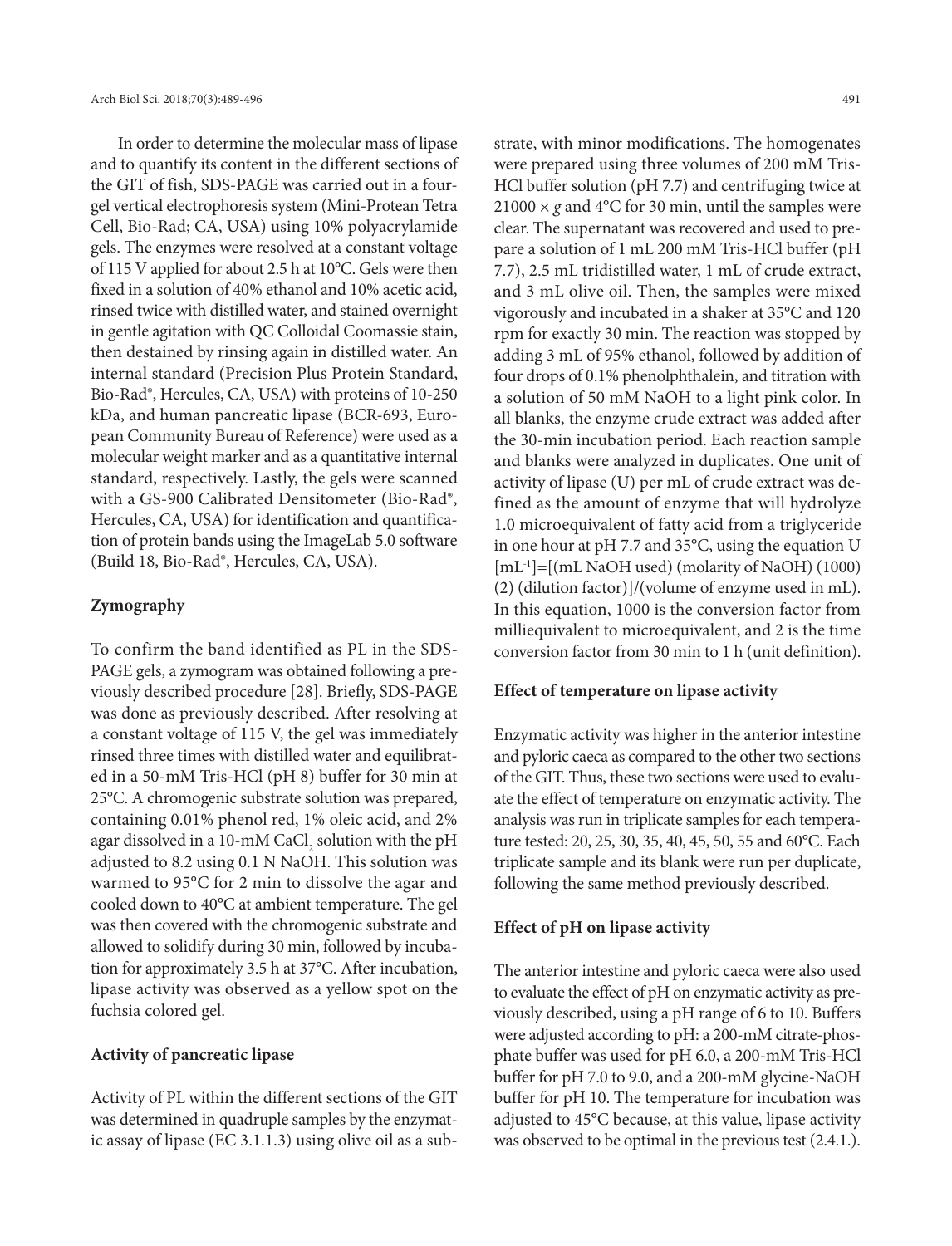In order to determine the molecular mass of lipase and to quantify its content in the different sections of the GIT of fish, SDS-PAGE was carried out in a four-gel vertical electrophoresis system (Mini-Protean Tetra Cell, Bio-Rad; CA, USA) using 10% polyacrylamide gels. The enzymes were resolved at a constant voltage of 115 V applied for about 2.5 h at 10°C. Gels were then fixed in a solution of 40% ethanol and 10% acetic acid, rinsed twice with distilled water, and stained overnight in gentle agitation with QC Colloidal Coomassie stain, then destained by rinsing again in distilled water. An internal standard (Precision Plus Protein Standard, Bio-Rad®, Hercules, CA, USA) with proteins of 10-250 kDa, and human pancreatic lipase (BCR-693, European Community Bureau of Reference) were used as a molecular weight marker and as a quantitative internal standard, respectively. Lastly, the gels were scanned with a GS-900 Calibrated Densitometer (Bio-Rad®, Hercules, CA, USA) for identification and quantification of protein bands using the ImageLab 5.0 software (Build 18, Bio-Rad®, Hercules, CA, USA).

### Zymography

To confirm the band identified as PL in the SDS-PAGE gels, a zymogram was obtained following a previously described procedure [28]. Briefly, SDS-PAGE was done as previously described. After resolving at a constant voltage of 115 V, the gel was immediately rinsed three times with distilled water and equilibrated in a 50-mM Tris-HCl (pH 8) buffer for 30 min at 25°C. A chromogenic substrate solution was prepared, containing 0.01% phenol red, 1% oleic acid, and 2% agar dissolved in a 10-mM $CaCl_2$ solution with the pH adjusted to 8.2 using 0.1 N NaOH. This solution was warmed to 95°C for 2 min to dissolve the agar and cooled down to 40°C at ambient temperature. The gel was then covered with the chromogenic substrate and allowed to solidify during 30 min, followed by incubation for approximately 3.5 h at 37°C. After incubation, lipase activity was observed as a yellow spot on the fuchsia colored gel.

### Activity of pancreatic lipase

Activity of PL within the different sections of the GIT was determined in quadruple samples by the enzymatic assay of lipase (EC 3.1.1.3) using olive oil as a substrate, with minor modifications. The homogenates were prepared using three volumes of 200 mM Tris-HCl buffer solution (pH 7.7) and centrifuging twice at 21000 × *g* and 4°C for 30 min, until the samples were clear. The supernatant was recovered and used to prepare a solution of 1 mL 200 mM Tris-HCl buffer (pH 7.7), 2.5 mL tridistilled water, 1 mL of crude extract, and 3 mL olive oil. Then, the samples were mixed vigorously and incubated in a shaker at 35°C and 120 rpm for exactly 30 min. The reaction was stopped by adding 3 mL of 95% ethanol, followed by addition of four drops of 0.1% phenolphthalein, and titration with a solution of 50 mM NaOH to a light pink color. In all blanks, the enzyme crude extract was added after the 30-min incubation period. Each reaction sample and blanks were analyzed in duplicates. One unit of activity of lipase (U) per mL of crude extract was defined as the amount of enzyme that will hydrolyze 1.0 microequivalent of fatty acid from a triglyceride in one hour at pH 7.7 and 35°C, using the equation U [$mL^{-1}$]=[(mL NaOH used) (molarity of NaOH) (1000) (2) (dilution factor)]/(volume of enzyme used in mL). In this equation, 1000 is the conversion factor from milliequivalent to microequivalent, and 2 is the time conversion factor from 30 min to 1 h (unit definition).

### Effect of temperature on lipase activity

Enzymatic activity was higher in the anterior intestine and pyloric caeca as compared to the other two sections of the GIT. Thus, these two sections were used to evaluate the effect of temperature on enzymatic activity. The analysis was run in triplicate samples for each temperature tested: 20, 25, 30, 35, 40, 45, 50, 55 and 60°C. Each triplicate sample and its blank were run per duplicate, following the same method previously described.

### Effect of pH on lipase activity

The anterior intestine and pyloric caeca were also used to evaluate the effect of pH on enzymatic activity as previously described, using a pH range of 6 to 10. Buffers were adjusted according to pH: a 200-mM citrate-phosphate buffer was used for pH 6.0, a 200-mM Tris-HCl buffer for pH 7.0 to 9.0, and a 200-mM glycine-NaOH buffer for pH 10. The temperature for incubation was adjusted to 45°C because, at this value, lipase activity was observed to be optimal in the previous test (2.4.1.).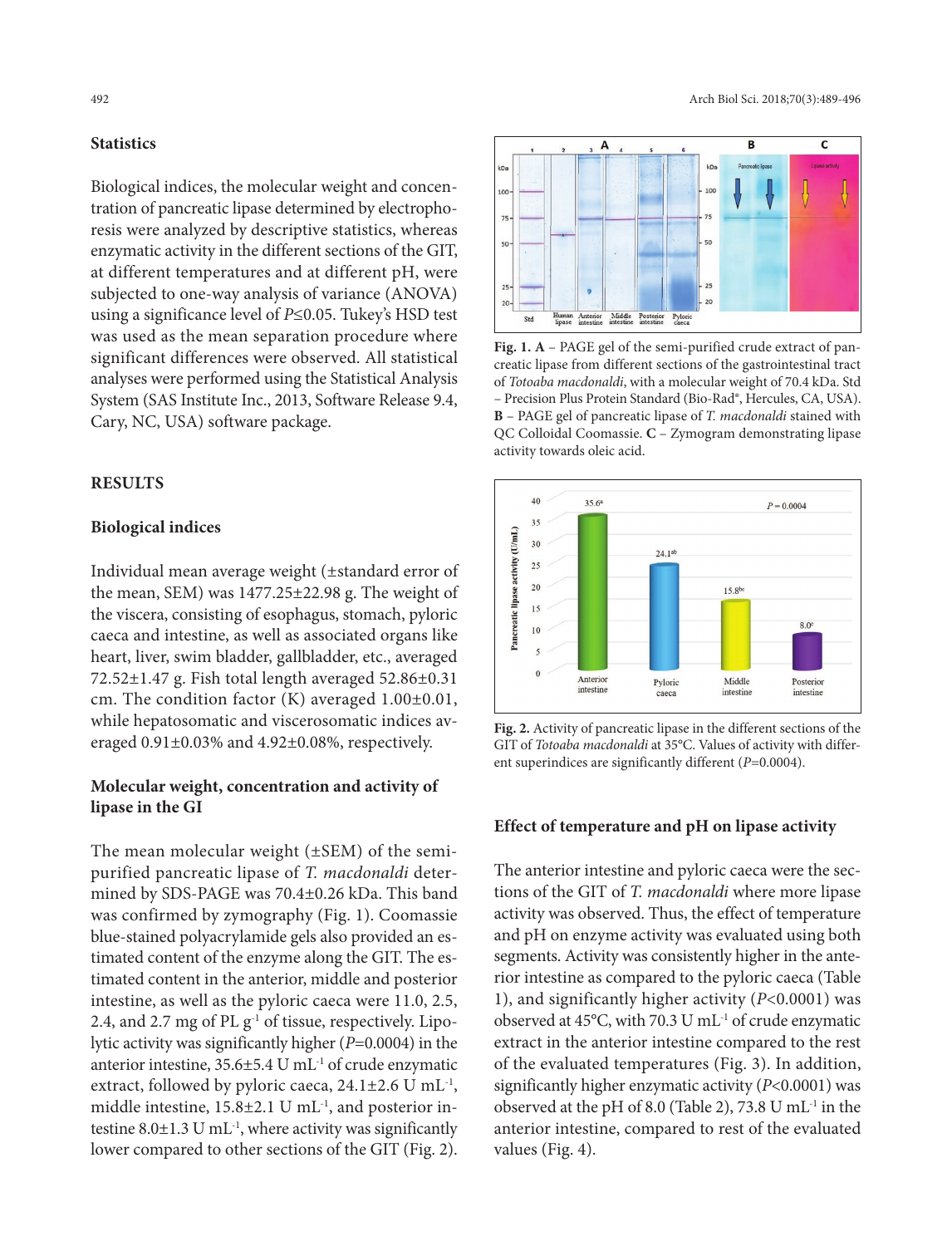### Statistics

Biological indices, the molecular weight and concentration of pancreatic lipase determined by electrophoresis were analyzed by descriptive statistics, whereas enzymatic activity in the different sections of the GIT, at different temperatures and at different pH, were subjected to one-way analysis of variance (ANOVA) using a significance level of $P \leq 0.05$. Tukey's HSD test was used as the mean separation procedure where significant differences were observed. All statistical analyses were performed using the Statistical Analysis System (SAS Institute Inc., 2013, Software Release 9.4, Cary, NC, USA) software package.

## RESULTS

### Biological indices

Individual mean average weight (±standard error of the mean, SEM) was 1477.25±22.98 g. The weight of the viscera, consisting of esophagus, stomach, pyloric caeca and intestine, as well as associated organs like heart, liver, swim bladder, gallbladder, etc., averaged 72.52±1.47 g. Fish total length averaged 52.86±0.31 cm. The condition factor (K) averaged 1.00±0.01, while hepatosomatic and viscerosomatic indices averaged 0.91±0.03% and 4.92±0.08%, respectively.

### Molecular weight, concentration and activity of lipase in the GI

The mean molecular weight (±SEM) of the semi-purified pancreatic lipase of *T. macdonaldi* determined by SDS-PAGE was 70.4±0.26 kDa. This band was confirmed by zymography (Fig. 1). Coomassie blue-stained polyacrylamide gels also provided an estimated content of the enzyme along the GIT. The estimated content in the anterior, middle and posterior intestine, as well as the pyloric caeca were 11.0, 2.5, 2.4, and 2.7 mg of PL $g^{-1}$ of tissue, respectively. Lipolytic activity was significantly higher ($P$=0.0004) in the anterior intestine, 35.6±5.4 U $mL^{-1}$ of crude enzymatic extract, followed by pyloric caeca, 24.1±2.6 U $mL^{-1}$, middle intestine, 15.8±2.1 U $mL^{-1}$, and posterior intestine 8.0±1.3 U $mL^{-1}$, where activity was significantly lower compared to other sections of the GIT (Fig. 2).

**Fig. 1. A** – PAGE gel of the semi-purified crude extract of pancreatic lipase from different sections of the gastrointestinal tract of *Totoaba macdonaldi*, with a molecular weight of 70.4 kDa. Std – Precision Plus Protein Standard (Bio-Rad®, Hercules, CA, USA). **B** – PAGE gel of pancreatic lipase of *T. macdonaldi* stained with QC Colloidal Coomassie. **C** – Zymogram demonstrating lipase activity towards oleic acid.

**Fig. 2.** Activity of pancreatic lipase in the different sections of the GIT of *Totoaba macdonaldi* at 35°C. Values of activity with different superindices are significantly different ($P$=0.0004).

### Effect of temperature and pH on lipase activity

The anterior intestine and pyloric caeca were the sections of the GIT of *T. macdonaldi* where more lipase activity was observed. Thus, the effect of temperature and pH on enzyme activity was evaluated using both segments. Activity was consistently higher in the anterior intestine as compared to the pyloric caeca (Table 1), and significantly higher activity ($P$<0.0001) was observed at 45°C, with 70.3 U $mL^{-1}$ of crude enzymatic extract in the anterior intestine compared to the rest of the evaluated temperatures (Fig. 3). In addition, significantly higher enzymatic activity ($P$<0.0001) was observed at the pH of 8.0 (Table 2), 73.8 U $mL^{-1}$ in the anterior intestine, compared to rest of the evaluated values (Fig. 4).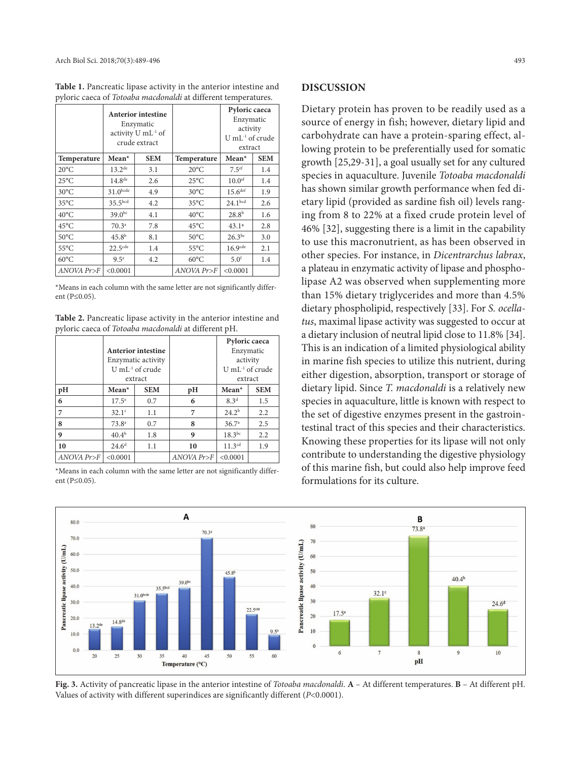**Table 1.** Pancreatic lipase activity in the anterior intestine and pyloric caeca of *Totoaba macdonaldi* at different temperatures.

| | Anterior intestine Enzymatic activity U mL$^{-1}$ of crude extract | | | Pyloric caeca Enzymatic activity U mL$^{-1}$ of crude extract | |
|---|---|---|---|---|---|
| **Temperature** | **Mean*** | **SEM** | **Temperature** | **Mean*** | **SEM** |
| 20°C | 13.2$^{de}$ | 3.1 | 20°C | 7.5$^{ef}$ | 1.4 |
| 25°C | 14.8$^{de}$ | 2.6 | 25°C | 10.0$^{ef}$ | 1.4 |
| 30°C | 31.0$^{bcde}$ | 4.9 | 30°C | 15.6$^{def}$ | 1.9 |
| 35°C | 35.5$^{bcd}$ | 4.2 | 35°C | 24.1$^{bcd}$ | 2.6 |
| 40°C | 39.0$^{bc}$ | 4.1 | 40°C | 28.8$^{b}$ | 1.6 |
| 45°C | 70.3$^{a}$ | 7.8 | 45°C | 43.1$^{a}$ | 2.8 |
| 50°C | 45.8$^{b}$ | 8.1 | 50°C | 26.3$^{bc}$ | 3.0 |
| 55°C | 22.5$^{cde}$ | 1.4 | 55°C | 16.9$^{cde}$ | 2.1 |
| 60°C | 9.5$^{e}$ | 4.2 | 60°C | 5.0$^{f}$ | 1.4 |
| *ANOVA Pr>F* | <0.0001 | | *ANOVA Pr>F* | <0.0001 | |

*Means in each column with the same letter are not significantly different (P≤0.05).

**Table 2.** Pancreatic lipase activity in the anterior intestine and pyloric caeca of *Totoaba macdonaldi* at different pH.

| | Anterior intestine Enzymatic activity U mL$^{-1}$ of crude extract | | | Pyloric caeca Enzymatic activity U mL$^{-1}$ of crude extract | |
|---|---|---|---|---|---|
| **pH** | **Mean*** | **SEM** | **pH** | **Mean*** | **SEM** |
| **6** | 17.5$^{e}$ | 0.7 | **6** | 8.3$^{d}$ | 1.5 |
| **7** | 32.1$^{c}$ | 1.1 | **7** | 24.2$^{b}$ | 2.2 |
| **8** | 73.8$^{a}$ | 0.7 | **8** | 36.7$^{a}$ | 2.5 |
| **9** | 40.4$^{b}$ | 1.8 | **9** | 18.3$^{bc}$ | 2.2 |
| **10** | 24.6$^{d}$ | 1.1 | **10** | 11.3$^{cd}$ | 1.9 |
| *ANOVA Pr>F* | <0.0001 | | *ANOVA Pr>F* | <0.0001 | |

*Means in each column with the same letter are not significantly different (P≤0.05).

## DISCUSSION

Dietary protein has proven to be readily used as a source of energy in fish; however, dietary lipid and carbohydrate can have a protein-sparing effect, allowing protein to be preferentially used for somatic growth [25,29-31], a goal usually set for any cultured species in aquaculture. Juvenile *Totoaba macdonaldi* has shown similar growth performance when fed dietary lipid (provided as sardine fish oil) levels ranging from 8 to 22% at a fixed crude protein level of 46% [32], suggesting there is a limit in the capability to use this macronutrient, as has been observed in other species. For instance, in *Dicentrarchus labrax*, a plateau in enzymatic activity of lipase and phospholipase A2 was observed when supplementing more than 15% dietary triglycerides and more than 4.5% dietary phospholipid, respectively [33]. For *S. ocellatus*, maximal lipase activity was suggested to occur at a dietary inclusion of neutral lipid close to 11.8% [34]. This is an indication of a limited physiological ability in marine fish species to utilize this nutrient, during either digestion, absorption, transport or storage of dietary lipid. Since *T. macdonaldi* is a relatively new species in aquaculture, little is known with respect to the set of digestive enzymes present in the gastrointestinal tract of this species and their characteristics. Knowing these properties for its lipase will not only contribute to understanding the digestive physiology of this marine fish, but could also help improve feed formulations for its culture.

**Fig. 3.** Activity of pancreatic lipase in the anterior intestine of *Totoaba macdonaldi*. **A** – At different temperatures. **B** – At different pH. Values of activity with different superindices are significantly different (*P*<0.0001).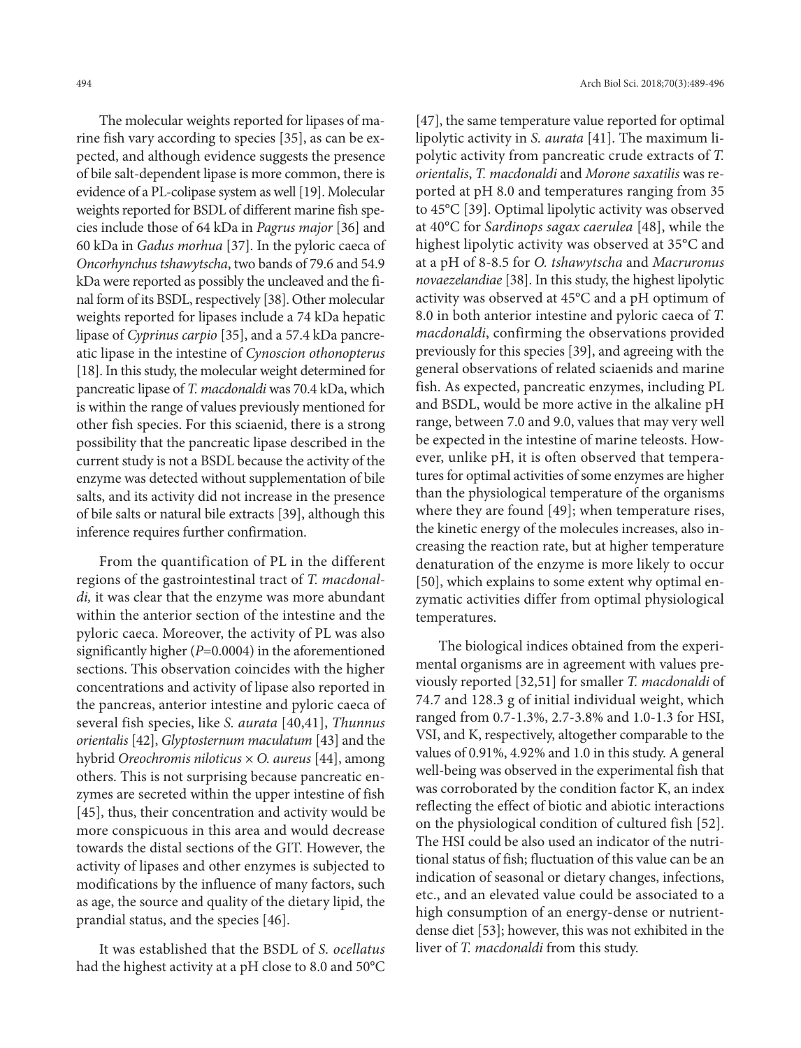The molecular weights reported for lipases of marine fish vary according to species [35], as can be expected, and although evidence suggests the presence of bile salt-dependent lipase is more common, there is evidence of a PL-colipase system as well [19]. Molecular weights reported for BSDL of different marine fish species include those of 64 kDa in *Pagrus major* [36] and 60 kDa in *Gadus morhua* [37]. In the pyloric caeca of *Oncorhynchus tshawytscha*, two bands of 79.6 and 54.9 kDa were reported as possibly the uncleaved and the final form of its BSDL, respectively [38]. Other molecular weights reported for lipases include a 74 kDa hepatic lipase of *Cyprinus carpio* [35], and a 57.4 kDa pancreatic lipase in the intestine of *Cynoscion othonopterus* [18]. In this study, the molecular weight determined for pancreatic lipase of *T. macdonaldi* was 70.4 kDa, which is within the range of values previously mentioned for other fish species. For this sciaenid, there is a strong possibility that the pancreatic lipase described in the current study is not a BSDL because the activity of the enzyme was detected without supplementation of bile salts, and its activity did not increase in the presence of bile salts or natural bile extracts [39], although this inference requires further confirmation.

From the quantification of PL in the different regions of the gastrointestinal tract of *T. macdonaldi,* it was clear that the enzyme was more abundant within the anterior section of the intestine and the pyloric caeca. Moreover, the activity of PL was also significantly higher ($P$=0.0004) in the aforementioned sections. This observation coincides with the higher concentrations and activity of lipase also reported in the pancreas, anterior intestine and pyloric caeca of several fish species, like *S. aurata* [40,41], *Thunnus orientalis* [42], *Glyptosternum maculatum* [43] and the hybrid *Oreochromis niloticus* × *O. aureus* [44], among others. This is not surprising because pancreatic enzymes are secreted within the upper intestine of fish [45], thus, their concentration and activity would be more conspicuous in this area and would decrease towards the distal sections of the GIT. However, the activity of lipases and other enzymes is subjected to modifications by the influence of many factors, such as age, the source and quality of the dietary lipid, the prandial status, and the species [46].

It was established that the BSDL of *S. ocellatus* had the highest activity at a pH close to 8.0 and 50°C [47], the same temperature value reported for optimal lipolytic activity in *S. aurata* [41]. The maximum lipolytic activity from pancreatic crude extracts of *T. orientalis*, *T. macdonaldi* and *Morone saxatilis* was reported at pH 8.0 and temperatures ranging from 35 to 45°C [39]. Optimal lipolytic activity was observed at 40°C for *Sardinops sagax caerulea* [48], while the highest lipolytic activity was observed at 35°C and at a pH of 8-8.5 for *O. tshawytscha* and *Macruronus novaezelandiae* [38]. In this study, the highest lipolytic activity was observed at 45°C and a pH optimum of 8.0 in both anterior intestine and pyloric caeca of *T. macdonaldi*, confirming the observations provided previously for this species [39], and agreeing with the general observations of related sciaenids and marine fish. As expected, pancreatic enzymes, including PL and BSDL, would be more active in the alkaline pH range, between 7.0 and 9.0, values that may very well be expected in the intestine of marine teleosts. However, unlike pH, it is often observed that temperatures for optimal activities of some enzymes are higher than the physiological temperature of the organisms where they are found [49]; when temperature rises, the kinetic energy of the molecules increases, also increasing the reaction rate, but at higher temperature denaturation of the enzyme is more likely to occur [50], which explains to some extent why optimal enzymatic activities differ from optimal physiological temperatures.

The biological indices obtained from the experimental organisms are in agreement with values previously reported [32,51] for smaller *T. macdonaldi* of 74.7 and 128.3 g of initial individual weight, which ranged from 0.7-1.3%, 2.7-3.8% and 1.0-1.3 for HSI, VSI, and K, respectively, altogether comparable to the values of 0.91%, 4.92% and 1.0 in this study. A general well-being was observed in the experimental fish that was corroborated by the condition factor K, an index reflecting the effect of biotic and abiotic interactions on the physiological condition of cultured fish [52]. The HSI could be also used an indicator of the nutritional status of fish; fluctuation of this value can be an indication of seasonal or dietary changes, infections, etc., and an elevated value could be associated to a high consumption of an energy-dense or nutrient-dense diet [53]; however, this was not exhibited in the liver of *T. macdonaldi* from this study.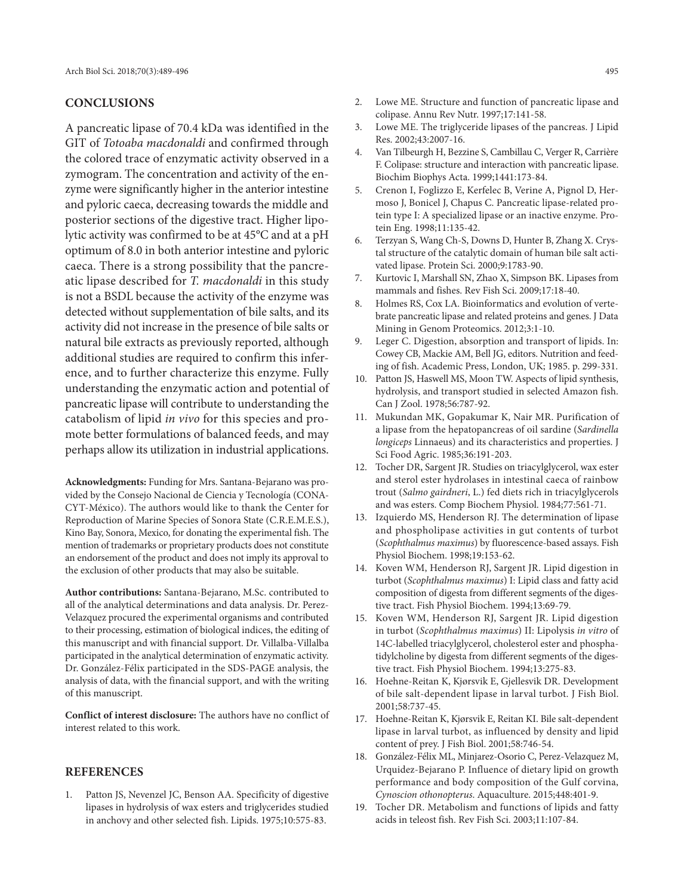## CONCLUSIONS

A pancreatic lipase of 70.4 kDa was identified in the GIT of *Totoaba macdonaldi* and confirmed through the colored trace of enzymatic activity observed in a zymogram. The concentration and activity of the enzyme were significantly higher in the anterior intestine and pyloric caeca, decreasing towards the middle and posterior sections of the digestive tract. Higher lipolytic activity was confirmed to be at 45°C and at a pH optimum of 8.0 in both anterior intestine and pyloric caeca. There is a strong possibility that the pancreatic lipase described for *T. macdonaldi* in this study is not a BSDL because the activity of the enzyme was detected without supplementation of bile salts, and its activity did not increase in the presence of bile salts or natural bile extracts as previously reported, although additional studies are required to confirm this inference, and to further characterize this enzyme. Fully understanding the enzymatic action and potential of pancreatic lipase will contribute to understanding the catabolism of lipid *in vivo* for this species and promote better formulations of balanced feeds, and may perhaps allow its utilization in industrial applications.

**Acknowledgments:** Funding for Mrs. Santana-Bejarano was provided by the Consejo Nacional de Ciencia y Tecnología (CONACYT-México). The authors would like to thank the Center for Reproduction of Marine Species of Sonora State (C.R.E.M.E.S.), Kino Bay, Sonora, Mexico, for donating the experimental fish. The mention of trademarks or proprietary products does not constitute an endorsement of the product and does not imply its approval to the exclusion of other products that may also be suitable.

**Author contributions:** Santana-Bejarano, M.Sc. contributed to all of the analytical determinations and data analysis. Dr. Perez-Velazquez procured the experimental organisms and contributed to their processing, estimation of biological indices, the editing of this manuscript and with financial support. Dr. Villalba-Villalba participated in the analytical determination of enzymatic activity. Dr. González-Félix participated in the SDS-PAGE analysis, the analysis of data, with the financial support, and with the writing of this manuscript.

**Conflict of interest disclosure:** The authors have no conflict of interest related to this work.

## REFERENCES

1. Patton JS, Nevenzel JC, Benson AA. Specificity of digestive lipases in hydrolysis of wax esters and triglycerides studied in anchovy and other selected fish. Lipids. 1975;10:575-83.
2. Lowe ME. Structure and function of pancreatic lipase and colipase. Annu Rev Nutr. 1997;17:141-58.
3. Lowe ME. The triglyceride lipases of the pancreas. J Lipid Res. 2002;43:2007-16.
4. Van Tilbeurgh H, Bezzine S, Cambillau C, Verger R, Carrière F. Colipase: structure and interaction with pancreatic lipase. Biochim Biophys Acta. 1999;1441:173-84.
5. Crenon I, Foglizzo E, Kerfelec B, Verine A, Pignol D, Hermoso J, Bonicel J, Chapus C. Pancreatic lipase-related protein type I: A specialized lipase or an inactive enzyme. Protein Eng. 1998;11:135-42.
6. Terzyan S, Wang Ch-S, Downs D, Hunter B, Zhang X. Crystal structure of the catalytic domain of human bile salt activated lipase. Protein Sci. 2000;9:1783-90.
7. Kurtovic I, Marshall SN, Zhao X, Simpson BK. Lipases from mammals and fishes. Rev Fish Sci. 2009;17:18-40.
8. Holmes RS, Cox LA. Bioinformatics and evolution of vertebrate pancreatic lipase and related proteins and genes. J Data Mining in Genom Proteomics. 2012;3:1-10.
9. Leger C. Digestion, absorption and transport of lipids. In: Cowey CB, Mackie AM, Bell JG, editors. Nutrition and feeding of fish. Academic Press, London, UK; 1985. p. 299-331.
10. Patton JS, Haswell MS, Moon TW. Aspects of lipid synthesis, hydrolysis, and transport studied in selected Amazon fish. Can J Zool. 1978;56:787-92.
11. Mukundan MK, Gopakumar K, Nair MR. Purification of a lipase from the hepatopancreas of oil sardine (*Sardinella longiceps* Linnaeus) and its characteristics and properties. J Sci Food Agric. 1985;36:191-203.
12. Tocher DR, Sargent JR. Studies on triacylglycerol, wax ester and sterol ester hydrolases in intestinal caeca of rainbow trout (*Salmo gairdneri*, L.) fed diets rich in triacylglycerols and wax esters. Comp Biochem Physiol. 1984;77:561-71.
13. Izquierdo MS, Henderson RJ. The determination of lipase and phospholipase activities in gut contents of turbot (*Scophthalmus maximus*) by fluorescence-based assays. Fish Physiol Biochem. 1998;19:153-62.
14. Koven WM, Henderson RJ, Sargent JR. Lipid digestion in turbot (*Scophthalmus maximus*) I: Lipid class and fatty acid composition of digesta from different segments of the digestive tract. Fish Physiol Biochem. 1994;13:69-79.
15. Koven WM, Henderson RJ, Sargent JR. Lipid digestion in turbot (*Scophthalmus maximus*) II: Lipolysis *in vitro* of 14C-labelled triacylglycerol, cholesterol ester and phosphatidylcholine by digesta from different segments of the digestive tract. Fish Physiol Biochem. 1994;13:275-83.
16. Hoehne-Reitan K, Kjørsvik E, Gjellesvik DR. Development of bile salt-dependent lipase in larval turbot. J Fish Biol. 2001;58:737-45.
17. Hoehne-Reitan K, Kjørsvik E, Reitan KI. Bile salt-dependent lipase in larval turbot, as influenced by density and lipid content of prey. J Fish Biol. 2001;58:746-54.
18. González-Félix ML, Minjarez-Osorio C, Perez-Velazquez M, Urquidez-Bejarano P. Influence of dietary lipid on growth performance and body composition of the Gulf corvina, *Cynoscion othonopterus*. Aquaculture. 2015;448:401-9.
19. Tocher DR. Metabolism and functions of lipids and fatty acids in teleost fish. Rev Fish Sci. 2003;11:107-84.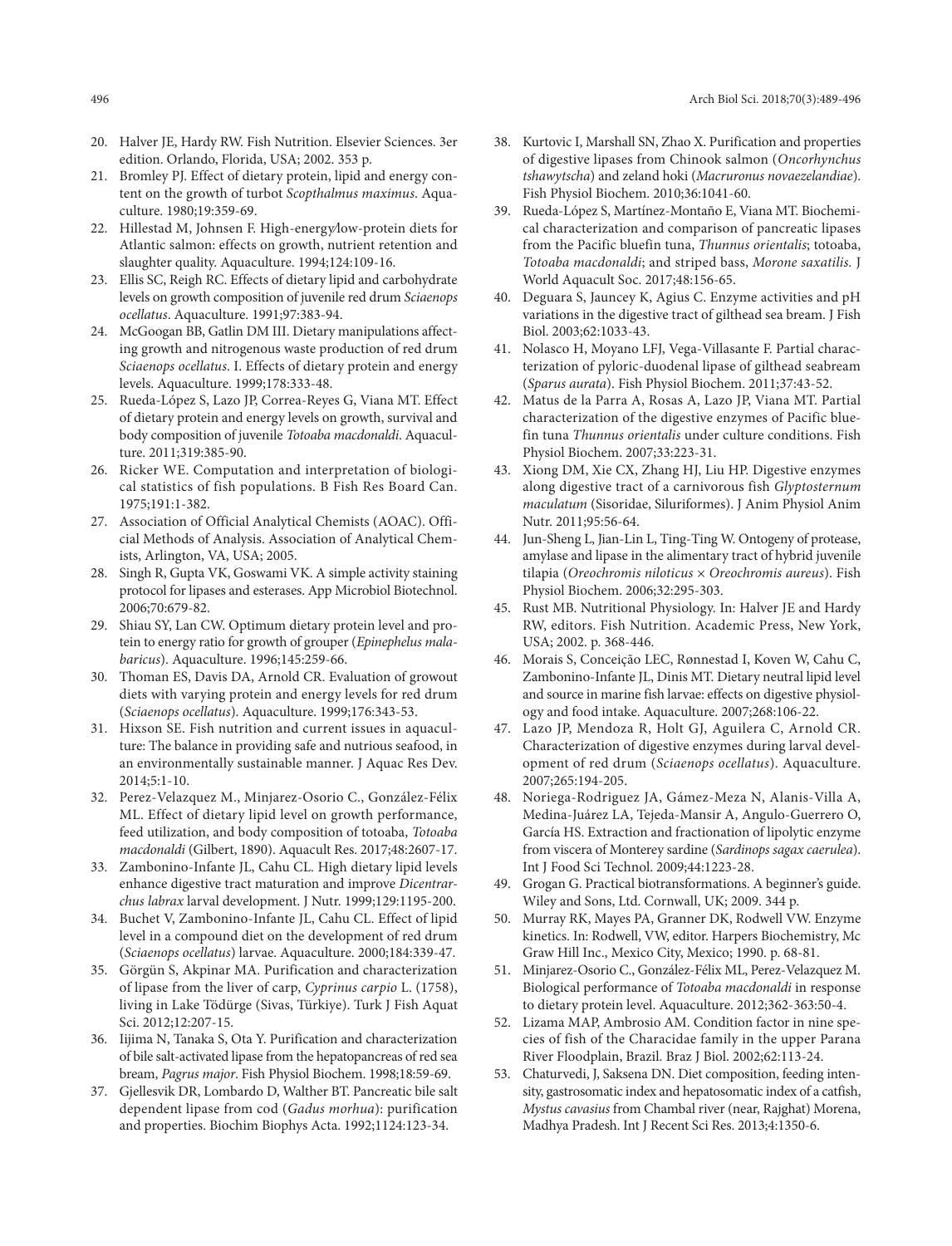20. Halver JE, Hardy RW. Fish Nutrition. Elsevier Sciences. 3er edition. Orlando, Florida, USA; 2002. 353 p.
21. Bromley PJ. Effect of dietary protein, lipid and energy content on the growth of turbot *Scopthalmus maximus*. Aquaculture. 1980;19:359-69.
22. Hillestad M, Johnsen F. High-energy/low-protein diets for Atlantic salmon: effects on growth, nutrient retention and slaughter quality. Aquaculture. 1994;124:109-16.
23. Ellis SC, Reigh RC. Effects of dietary lipid and carbohydrate levels on growth composition of juvenile red drum *Sciaenops ocellatus*. Aquaculture. 1991;97:383-94.
24. McGoogan BB, Gatlin DM III. Dietary manipulations affecting growth and nitrogenous waste production of red drum *Sciaenops ocellatus*. I. Effects of dietary protein and energy levels. Aquaculture. 1999;178:333-48.
25. Rueda-López S, Lazo JP, Correa-Reyes G, Viana MT. Effect of dietary protein and energy levels on growth, survival and body composition of juvenile *Totoaba macdonaldi*. Aquaculture. 2011;319:385-90.
26. Ricker WE. Computation and interpretation of biological statistics of fish populations. B Fish Res Board Can. 1975;191:1-382.
27. Association of Official Analytical Chemists (AOAC). Official Methods of Analysis. Association of Analytical Chemists, Arlington, VA, USA; 2005.
28. Singh R, Gupta VK, Goswami VK. A simple activity staining protocol for lipases and esterases. App Microbiol Biotechnol. 2006;70:679-82.
29. Shiau SY, Lan CW. Optimum dietary protein level and protein to energy ratio for growth of grouper (*Epinephelus malabaricus*). Aquaculture. 1996;145:259-66.
30. Thoman ES, Davis DA, Arnold CR. Evaluation of growout diets with varying protein and energy levels for red drum (*Sciaenops ocellatus*). Aquaculture. 1999;176:343-53.
31. Hixson SE. Fish nutrition and current issues in aquaculture: The balance in providing safe and nutrious seafood, in an environmentally sustainable manner. J Aquac Res Dev. 2014;5:1-10.
32. Perez-Velazquez M., Minjarez-Osorio C., González-Félix ML. Effect of dietary lipid level on growth performance, feed utilization, and body composition of totoaba, *Totoaba macdonaldi* (Gilbert, 1890). Aquacult Res. 2017;48:2607-17.
33. Zambonino-Infante JL, Cahu CL. High dietary lipid levels enhance digestive tract maturation and improve *Dicentrarchus labrax* larval development. J Nutr. 1999;129:1195-200.
34. Buchet V, Zambonino-Infante JL, Cahu CL. Effect of lipid level in a compound diet on the development of red drum (*Sciaenops ocellatus*) larvae. Aquaculture. 2000;184:339-47.
35. Görgün S, Akpinar MA. Purification and characterization of lipase from the liver of carp, *Cyprinus carpio* L. (1758), living in Lake Tödürge (Sivas, Türkiye). Turk J Fish Aquat Sci. 2012;12:207-15.
36. Iijima N, Tanaka S, Ota Y. Purification and characterization of bile salt-activated lipase from the hepatopancreas of red sea bream, *Pagrus major*. Fish Physiol Biochem. 1998;18:59-69.
37. Gjellesvik DR, Lombardo D, Walther BT. Pancreatic bile salt dependent lipase from cod (*Gadus morhua*): purification and properties. Biochim Biophys Acta. 1992;1124:123-34.
38. Kurtovic I, Marshall SN, Zhao X. Purification and properties of digestive lipases from Chinook salmon (*Oncorhynchus tshawytscha*) and zeland hoki (*Macruronus novaezelandiae*). Fish Physiol Biochem. 2010;36:1041-60.
39. Rueda-López S, Martínez-Montaño E, Viana MT. Biochemical characterization and comparison of pancreatic lipases from the Pacific bluefin tuna, *Thunnus orientalis*; totoaba, *Totoaba macdonaldi*; and striped bass, *Morone saxatilis*. J World Aquacult Soc. 2017;48:156-65.
40. Deguara S, Jauncey K, Agius C. Enzyme activities and pH variations in the digestive tract of gilthead sea bream. J Fish Biol. 2003;62:1033-43.
41. Nolasco H, Moyano LFJ, Vega-Villasante F. Partial characterization of pyloric-duodenal lipase of gilthead seabream (*Sparus aurata*). Fish Physiol Biochem. 2011;37:43-52.
42. Matus de la Parra A, Rosas A, Lazo JP, Viana MT. Partial characterization of the digestive enzymes of Pacific bluefin tuna *Thunnus orientalis* under culture conditions. Fish Physiol Biochem. 2007;33:223-31.
43. Xiong DM, Xie CX, Zhang HJ, Liu HP. Digestive enzymes along digestive tract of a carnivorous fish *Glyptosternum maculatum* (Sisoridae, Siluriformes). J Anim Physiol Anim Nutr. 2011;95:56-64.
44. Jun-Sheng L, Jian-Lin L, Ting-Ting W. Ontogeny of protease, amylase and lipase in the alimentary tract of hybrid juvenile tilapia (*Oreochromis niloticus* × *Oreochromis aureus*). Fish Physiol Biochem. 2006;32:295-303.
45. Rust MB. Nutritional Physiology. In: Halver JE and Hardy RW, editors. Fish Nutrition. Academic Press, New York, USA; 2002. p. 368-446.
46. Morais S, Conceição LEC, Rønnestad I, Koven W, Cahu C, Zambonino-Infante JL, Dinis MT. Dietary neutral lipid level and source in marine fish larvae: effects on digestive physiology and food intake. Aquaculture. 2007;268:106-22.
47. Lazo JP, Mendoza R, Holt GJ, Aguilera C, Arnold CR. Characterization of digestive enzymes during larval development of red drum (*Sciaenops ocellatus*). Aquaculture. 2007;265:194-205.
48. Noriega-Rodriguez JA, Gámez-Meza N, Alanis-Villa A, Medina-Juárez LA, Tejeda-Mansir A, Angulo-Guerrero O, García HS. Extraction and fractionation of lipolytic enzyme from viscera of Monterey sardine (*Sardinops sagax caerulea*). Int J Food Sci Technol. 2009;44:1223-28.
49. Grogan G. Practical biotransformations. A beginner's guide. Wiley and Sons, Ltd. Cornwall, UK; 2009. 344 p.
50. Murray RK, Mayes PA, Granner DK, Rodwell VW. Enzyme kinetics. In: Rodwell, VW, editor. Harpers Biochemistry, Mc Graw Hill Inc., Mexico City, Mexico; 1990. p. 68-81.
51. Minjarez-Osorio C., González-Félix ML, Perez-Velazquez M. Biological performance of *Totoaba macdonaldi* in response to dietary protein level. Aquaculture. 2012;362-363:50-4.
52. Lizama MAP, Ambrosio AM. Condition factor in nine species of fish of the Characidae family in the upper Parana River Floodplain, Brazil. Braz J Biol. 2002;62:113-24.
53. Chaturvedi, J, Saksena DN. Diet composition, feeding intensity, gastrosomatic index and hepatosomatic index of a catfish, *Mystus cavasius* from Chambal river (near, Rajghat) Morena, Madhya Pradesh. Int J Recent Sci Res. 2013;4:1350-6.